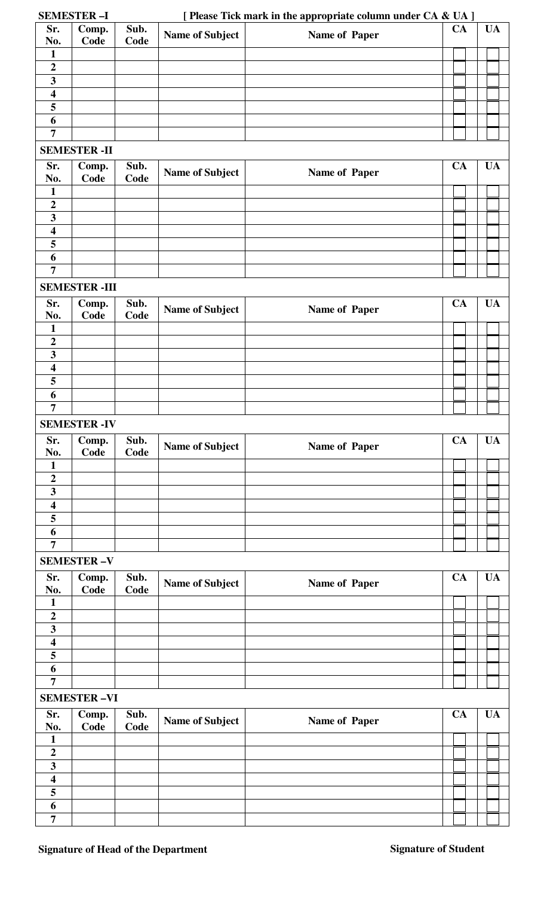**SEMESTER –I** **[ Please Tick mark in the appropriate column under CA & UA ]**

| Sr. No. | Comp. Code | Sub. Code | Name of Subject | Name of Paper | CA | UA |
|---|---|---|---|---|---|---|
| 1 | | | | | | |
| 2 | | | | | | |
| 3 | | | | | | |
| 4 | | | | | | |
| 5 | | | | | | |
| 6 | | | | | | |
| 7 | | | | | | |

**SEMESTER -II**

| Sr. No. | Comp. Code | Sub. Code | Name of Subject | Name of Paper | CA | UA |
|---|---|---|---|---|---|---|
| 1 | | | | | | |
| 2 | | | | | | |
| 3 | | | | | | |
| 4 | | | | | | |
| 5 | | | | | | |
| 6 | | | | | | |
| 7 | | | | | | |

**SEMESTER -III**

| Sr. No. | Comp. Code | Sub. Code | Name of Subject | Name of Paper | CA | UA |
|---|---|---|---|---|---|---|
| 1 | | | | | | |
| 2 | | | | | | |
| 3 | | | | | | |
| 4 | | | | | | |
| 5 | | | | | | |
| 6 | | | | | | |
| 7 | | | | | | |

**SEMESTER -IV**

| Sr. No. | Comp. Code | Sub. Code | Name of Subject | Name of Paper | CA | UA |
|---|---|---|---|---|---|---|
| 1 | | | | | | |
| 2 | | | | | | |
| 3 | | | | | | |
| 4 | | | | | | |
| 5 | | | | | | |
| 6 | | | | | | |
| 7 | | | | | | |

**SEMESTER –V**

| Sr. No. | Comp. Code | Sub. Code | Name of Subject | Name of Paper | CA | UA |
|---|---|---|---|---|---|---|
| 1 | | | | | | |
| 2 | | | | | | |
| 3 | | | | | | |
| 4 | | | | | | |
| 5 | | | | | | |
| 6 | | | | | | |
| 7 | | | | | | |

**SEMESTER –VI**

| Sr. No. | Comp. Code | Sub. Code | Name of Subject | Name of Paper | CA | UA |
|---|---|---|---|---|---|---|
| 1 | | | | | | |
| 2 | | | | | | |
| 3 | | | | | | |
| 4 | | | | | | |
| 5 | | | | | | |
| 6 | | | | | | |
| 7 | | | | | | |

**Signature of Head of the Department** **Signature of Student**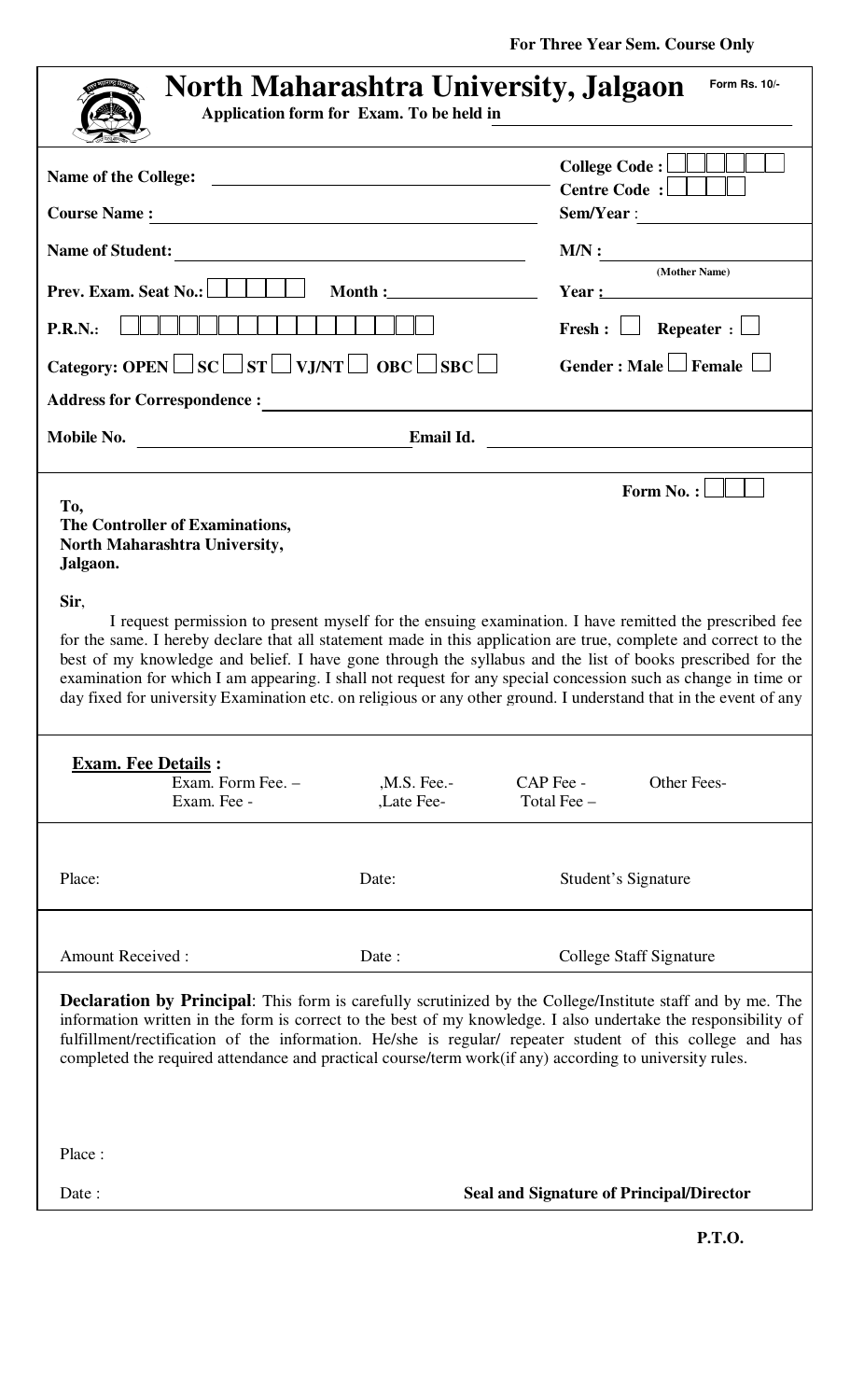For Three Year Sem. Course Only

# North Maharashtra University, Jalgaon

Form Rs. 10/-

**Application form for Exam. To be held in** ______________________

**Name of the College:** ______________________ **College Code :** ☐☐☐☐☐

**Centre Code :** ☐☐☐

**Course Name :** ______________________ **Sem/Year :** ______________

**Name of Student:** ______________________ **M/N :** ______________ (Mother Name)

**Prev. Exam. Seat No.:** ☐☐☐☐☐ **Month :** ______________ **Year :** ______________

**P.R.N.:** ☐☐☐☐☐☐☐☐☐☐☐☐☐☐☐☐ **Fresh :** ☐ **Repeater :** ☐

**Category: OPEN** ☐ **SC** ☐ **ST** ☐ **VJ/NT** ☐ **OBC** ☐ **SBC** ☐ **Gender : Male** ☐ **Female** ☐

**Address for Correspondence :** ______________________

**Mobile No.** ______________________ **Email Id.** ______________________

**Form No. :** ☐☐☐

**To,**
**The Controller of Examinations,**
**North Maharashtra University,**
**Jalgaon.**

**Sir**,

I request permission to present myself for the ensuing examination. I have remitted the prescribed fee for the same. I hereby declare that all statement made in this application are true, complete and correct to the best of my knowledge and belief. I have gone through the syllabus and the list of books prescribed for the examination for which I am appearing. I shall not request for any special concession such as change in time or day fixed for university Examination etc. on religious or any other ground. I understand that in the event of any

**Exam. Fee Details :**

Exam. Form Fee. – ,M.S. Fee.- CAP Fee - Other Fees-
Exam. Fee - ,Late Fee- Total Fee –

Place: Date: Student's Signature

Amount Received : Date : College Staff Signature

**Declaration by Principal**: This form is carefully scrutinized by the College/Institute staff and by me. The information written in the form is correct to the best of my knowledge. I also undertake the responsibility of fulfillment/rectification of the information. He/she is regular/ repeater student of this college and has completed the required attendance and practical course/term work(if any) according to university rules.

Place :

Date : **Seal and Signature of Principal/Director**

**P.T.O.**